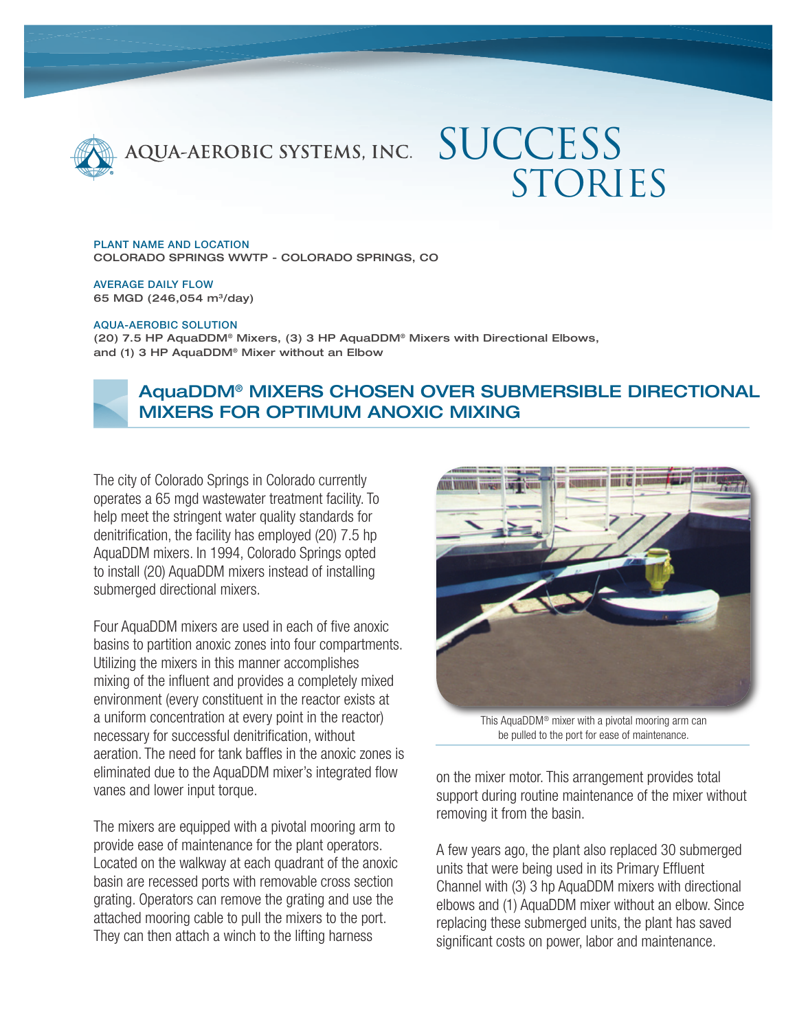AQUA-AEROBIC SYSTEMS, INC.

# SUCCESS STORIES

**PLANT NAME AND LOCATION**
COLORADO SPRINGS WWTP - COLORADO SPRINGS, CO

**AVERAGE DAILY FLOW**
65 MGD (246,054 $m^3$/day)

**AQUA-AEROBIC SOLUTION**
(20) 7.5 HP AquaDDM® Mixers, (3) 3 HP AquaDDM® Mixers with Directional Elbows, and (1) 3 HP AquaDDM® Mixer without an Elbow

## AquaDDM® MIXERS CHOSEN OVER SUBMERSIBLE DIRECTIONAL MIXERS FOR OPTIMUM ANOXIC MIXING

The city of Colorado Springs in Colorado currently operates a 65 mgd wastewater treatment facility. To help meet the stringent water quality standards for denitrification, the facility has employed (20) 7.5 hp AquaDDM mixers. In 1994, Colorado Springs opted to install (20) AquaDDM mixers instead of installing submerged directional mixers.

Four AquaDDM mixers are used in each of five anoxic basins to partition anoxic zones into four compartments. Utilizing the mixers in this manner accomplishes mixing of the influent and provides a completely mixed environment (every constituent in the reactor exists at a uniform concentration at every point in the reactor) necessary for successful denitrification, without aeration. The need for tank baffles in the anoxic zones is eliminated due to the AquaDDM mixer's integrated flow vanes and lower input torque.

The mixers are equipped with a pivotal mooring arm to provide ease of maintenance for the plant operators. Located on the walkway at each quadrant of the anoxic basin are recessed ports with removable cross section grating. Operators can remove the grating and use the attached mooring cable to pull the mixers to the port. They can then attach a winch to the lifting harness on the mixer motor. This arrangement provides total support during routine maintenance of the mixer without removing it from the basin.

This AquaDDM® mixer with a pivotal mooring arm can be pulled to the port for ease of maintenance.

A few years ago, the plant also replaced 30 submerged units that were being used in its Primary Effluent Channel with (3) 3 hp AquaDDM mixers with directional elbows and (1) AquaDDM mixer without an elbow. Since replacing these submerged units, the plant has saved significant costs on power, labor and maintenance.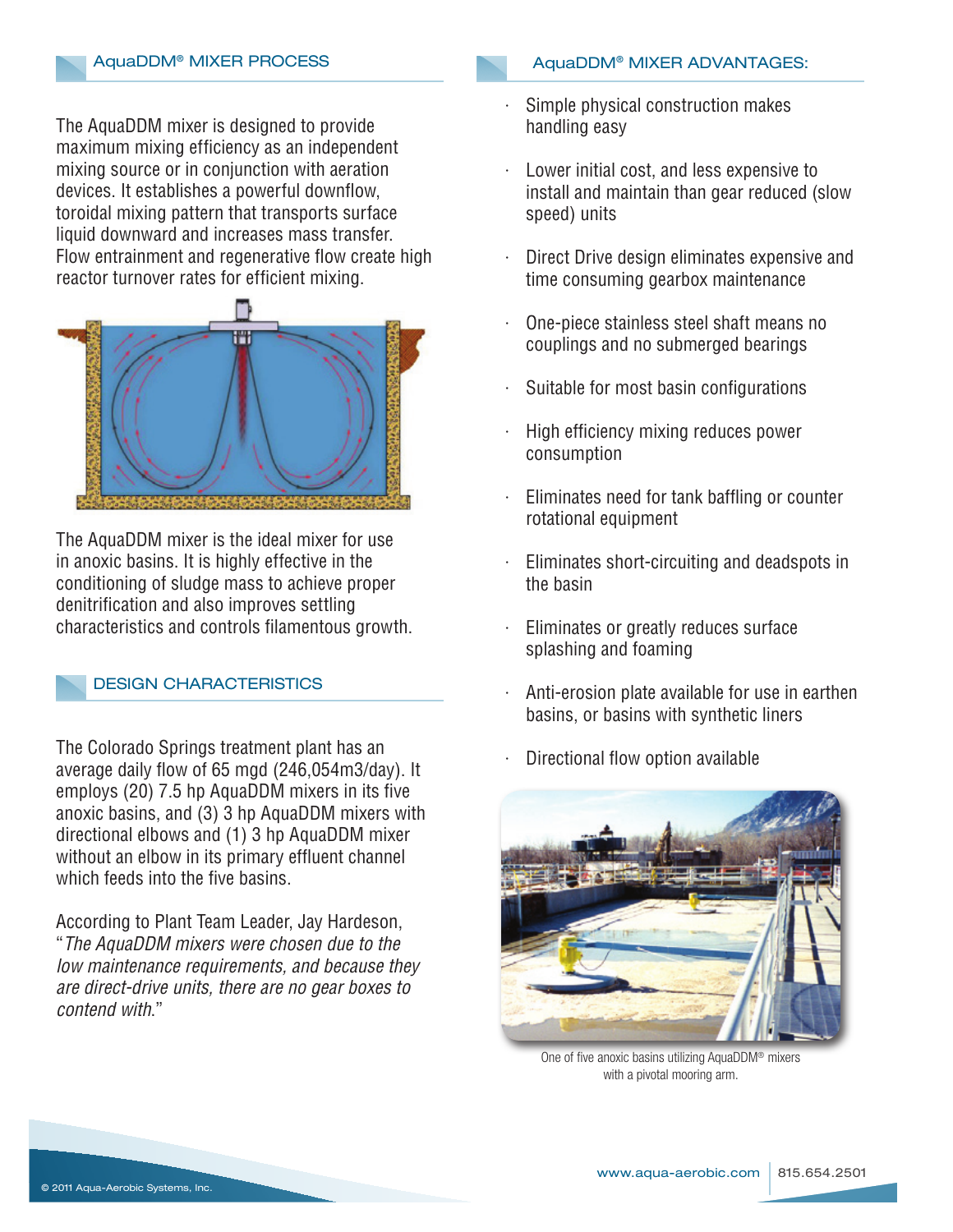## AquaDDM® MIXER PROCESS

The AquaDDM mixer is designed to provide maximum mixing efficiency as an independent mixing source or in conjunction with aeration devices. It establishes a powerful downflow, toroidal mixing pattern that transports surface liquid downward and increases mass transfer. Flow entrainment and regenerative flow create high reactor turnover rates for efficient mixing.

The AquaDDM mixer is the ideal mixer for use in anoxic basins. It is highly effective in the conditioning of sludge mass to achieve proper denitrification and also improves settling characteristics and controls filamentous growth.

## DESIGN CHARACTERISTICS

The Colorado Springs treatment plant has an average daily flow of 65 mgd (246,054m3/day). It employs (20) 7.5 hp AquaDDM mixers in its five anoxic basins, and (3) 3 hp AquaDDM mixers with directional elbows and (1) 3 hp AquaDDM mixer without an elbow in its primary effluent channel which feeds into the five basins.

According to Plant Team Leader, Jay Hardeson, "*The AquaDDM mixers were chosen due to the low maintenance requirements, and because they are direct-drive units, there are no gear boxes to contend with.*"

## AquaDDM® MIXER ADVANTAGES:

- Simple physical construction makes handling easy
- Lower initial cost, and less expensive to install and maintain than gear reduced (slow speed) units
- Direct Drive design eliminates expensive and time consuming gearbox maintenance
- One-piece stainless steel shaft means no couplings and no submerged bearings
- Suitable for most basin configurations
- High efficiency mixing reduces power consumption
- Eliminates need for tank baffling or counter rotational equipment
- Eliminates short-circuiting and deadspots in the basin
- Eliminates or greatly reduces surface splashing and foaming
- Anti-erosion plate available for use in earthen basins, or basins with synthetic liners
- Directional flow option available

One of five anoxic basins utilizing AquaDDM® mixers with a pivotal mooring arm.

© 2011 Aqua-Aerobic Systems, Inc.

www.aqua-aerobic.com | 815.654.2501